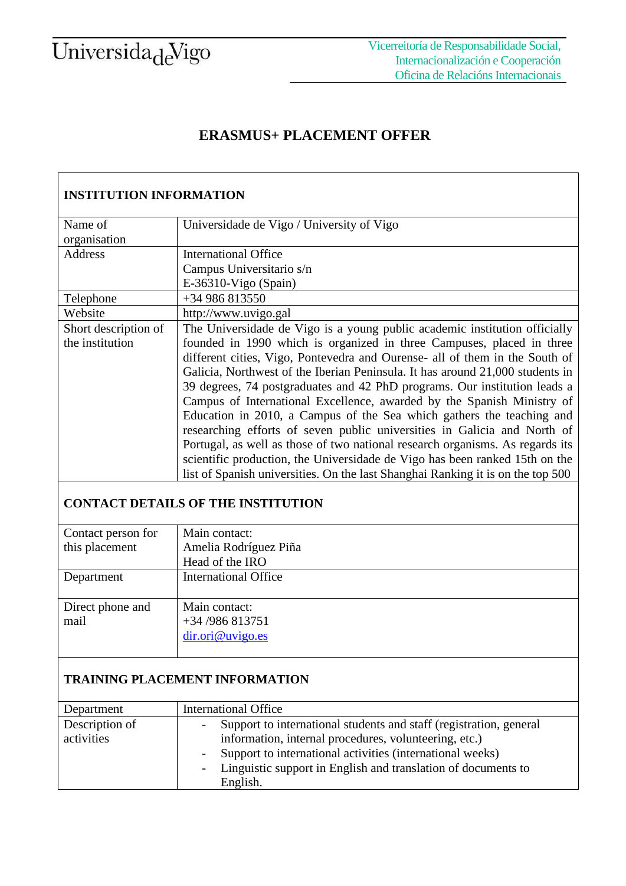# ERASMUS+ PLACEMENT OFFER

| INSTITUTION INFORMATION | |
|---|---|
| Name of organisation | Universidade de Vigo / University of Vigo |
| Address | International Office<br>Campus Universitario s/n<br>E-36310-Vigo (Spain) |
| Telephone | +34 986 813550 |
| Website | http://www.uvigo.gal |
| Short description of the institution | The Universidade de Vigo is a young public academic institution officially founded in 1990 which is organized in three Campuses, placed in three different cities, Vigo, Pontevedra and Ourense- all of them in the South of Galicia, Northwest of the Iberian Peninsula. It has around 21,000 students in 39 degrees, 74 postgraduates and 42 PhD programs. Our institution leads a Campus of International Excellence, awarded by the Spanish Ministry of Education in 2010, a Campus of the Sea which gathers the teaching and researching efforts of seven public universities in Galicia and North of Portugal, as well as those of two national research organisms. As regards its scientific production, the Universidade de Vigo has been ranked 15th on the list of Spanish universities. On the last Shanghai Ranking it is on the top 500 |
| **CONTACT DETAILS OF THE INSTITUTION** | |
| Contact person for this placement | Main contact:<br>Amelia Rodríguez Piña<br>Head of the IRO |
| Department | International Office |
| Direct phone and mail | Main contact:<br>+34 /986 813751<br>dir.ori@uvigo.es |
| **TRAINING PLACEMENT INFORMATION** | |
| Department | International Office |
| Description of activities | - Support to international students and staff (registration, general information, internal procedures, volunteering, etc.)<br>- Support to international activities (international weeks)<br>- Linguistic support in English and translation of documents to English. |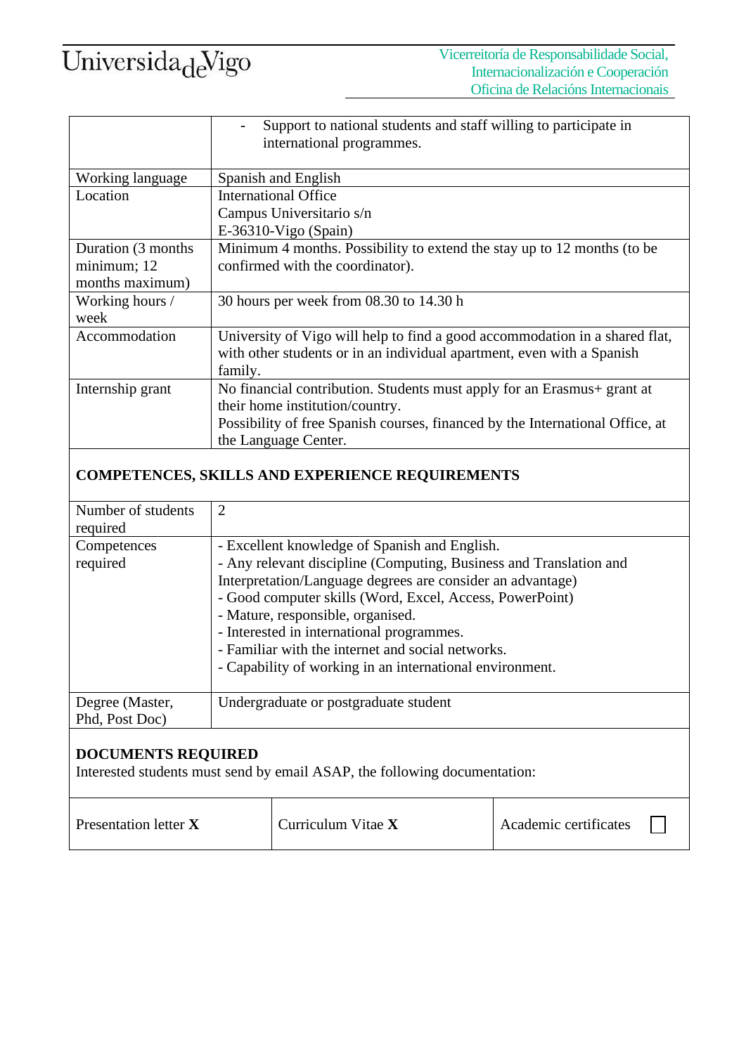| | |
|---|---|
| | - Support to national students and staff willing to participate in international programmes. |
| Working language | Spanish and English |
| Location | International Office<br>Campus Universitario s/n<br>E-36310-Vigo (Spain) |
| Duration (3 months minimum; 12 months maximum) | Minimum 4 months. Possibility to extend the stay up to 12 months (to be confirmed with the coordinator). |
| Working hours / week | 30 hours per week from 08.30 to 14.30 h |
| Accommodation | University of Vigo will help to find a good accommodation in a shared flat, with other students or in an individual apartment, even with a Spanish family. |
| Internship grant | No financial contribution. Students must apply for an Erasmus+ grant at their home institution/country.<br>Possibility of free Spanish courses, financed by the International Office, at the Language Center. |

**COMPETENCES, SKILLS AND EXPERIENCE REQUIREMENTS**

| | |
|---|---|
| Number of students required | 2 |
| Competences required | - Excellent knowledge of Spanish and English.<br>- Any relevant discipline (Computing, Business and Translation and Interpretation/Language degrees are consider an advantage)<br>- Good computer skills (Word, Excel, Access, PowerPoint)<br>- Mature, responsible, organised.<br>- Interested in international programmes.<br>- Familiar with the internet and social networks.<br>- Capability of working in an international environment. |
| Degree (Master, Phd, Post Doc) | Undergraduate or postgraduate student |

**DOCUMENTS REQUIRED**

Interested students must send by email ASAP, the following documentation:

| | | |
|---|---|---|
| Presentation letter **X** | Curriculum Vitae **X** | Academic certificates ☐ |